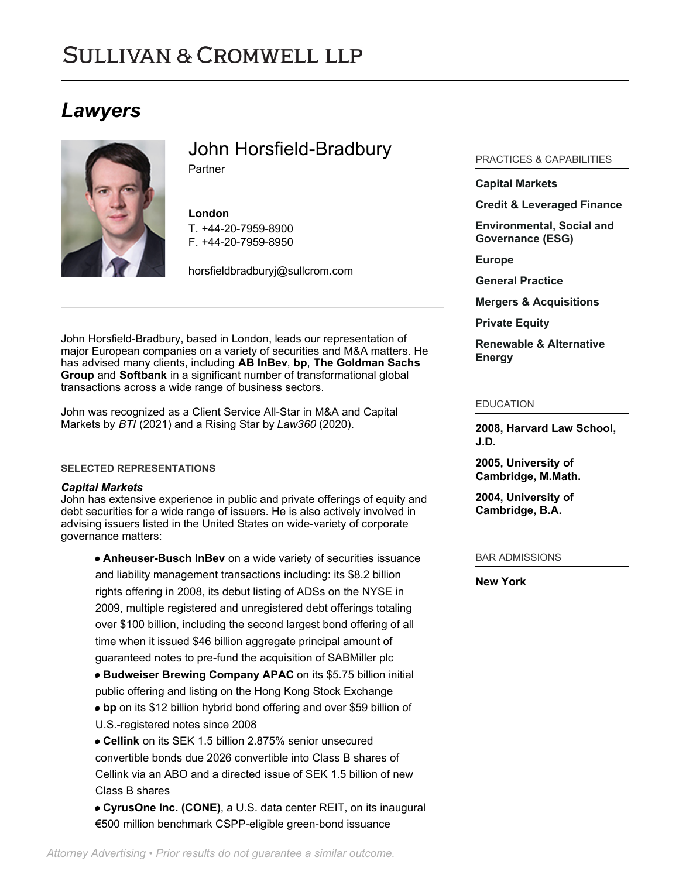# SULLIVAN & CROMWELL LLP

## *Lawyers*

## John Horsfield-Bradbury

Partner

**London**
T. +44-20-7959-8900
F. +44-20-7959-8950

horsfieldbradburyj@sullcrom.com

John Horsfield-Bradbury, based in London, leads our representation of major European companies on a variety of securities and M&A matters. He has advised many clients, including **AB InBev**, **bp**, **The Goldman Sachs Group** and **Softbank** in a significant number of transformational global transactions across a wide range of business sectors.

John was recognized as a Client Service All-Star in M&A and Capital Markets by *BTI* (2021) and a Rising Star by *Law360* (2020).

### SELECTED REPRESENTATIONS

***Capital Markets***
John has extensive experience in public and private offerings of equity and debt securities for a wide range of issuers. He is also actively involved in advising issuers listed in the United States on wide-variety of corporate governance matters:

- **Anheuser-Busch InBev** on a wide variety of securities issuance and liability management transactions including: its $8.2 billion rights offering in 2008, its debut listing of ADSs on the NYSE in 2009, multiple registered and unregistered debt offerings totaling over $100 billion, including the second largest bond offering of all time when it issued $46 billion aggregate principal amount of guaranteed notes to pre-fund the acquisition of SABMiller plc
- **Budweiser Brewing Company APAC** on its $5.75 billion initial public offering and listing on the Hong Kong Stock Exchange
- **bp** on its $12 billion hybrid bond offering and over $59 billion of U.S.-registered notes since 2008
- **Cellink** on its SEK 1.5 billion 2.875% senior unsecured convertible bonds due 2026 convertible into Class B shares of Cellink via an ABO and a directed issue of SEK 1.5 billion of new Class B shares
- **CyrusOne Inc. (CONE)**, a U.S. data center REIT, on its inaugural €500 million benchmark CSPP-eligible green-bond issuance

### PRACTICES & CAPABILITIES

**Capital Markets**

**Credit & Leveraged Finance**

**Environmental, Social and Governance (ESG)**

**Europe**

**General Practice**

**Mergers & Acquisitions**

**Private Equity**

**Renewable & Alternative Energy**

### EDUCATION

**2008, Harvard Law School, J.D.**

**2005, University of Cambridge, M.Math.**

**2004, University of Cambridge, B.A.**

### BAR ADMISSIONS

**New York**

*Attorney Advertising • Prior results do not guarantee a similar outcome.*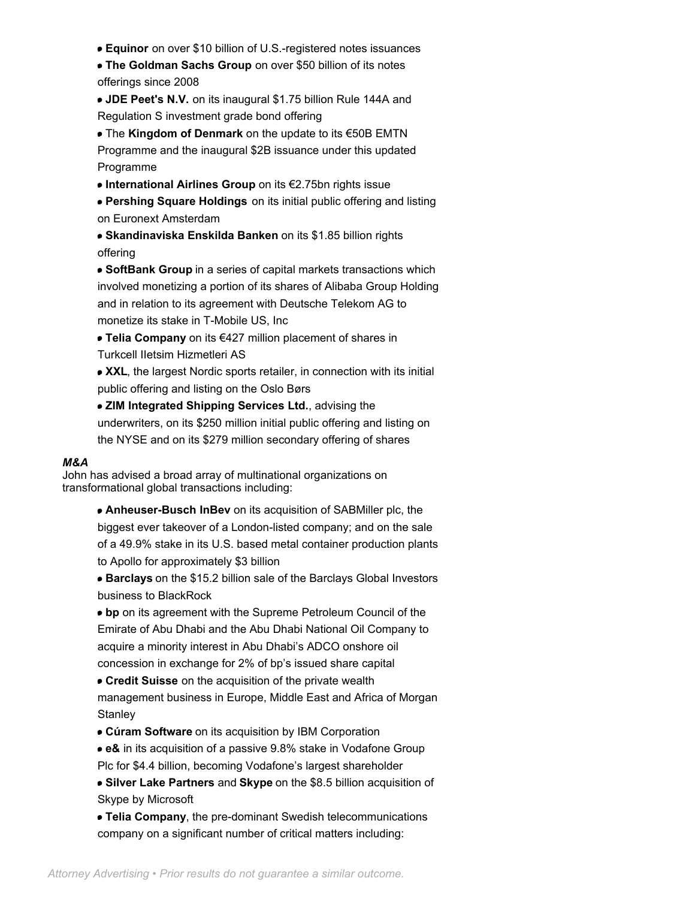- **Equinor** on over $10 billion of U.S.-registered notes issuances
- **The Goldman Sachs Group** on over $50 billion of its notes offerings since 2008
- **JDE Peet's N.V.** on its inaugural $1.75 billion Rule 144A and Regulation S investment grade bond offering
- The **Kingdom of Denmark** on the update to its €50B EMTN Programme and the inaugural $2B issuance under this updated Programme
- **International Airlines Group** on its €2.75bn rights issue
- **Pershing Square Holdings** on its initial public offering and listing on Euronext Amsterdam
- **Skandinaviska Enskilda Banken** on its $1.85 billion rights offering
- **SoftBank Group** in a series of capital markets transactions which involved monetizing a portion of its shares of Alibaba Group Holding and in relation to its agreement with Deutsche Telekom AG to monetize its stake in T-Mobile US, Inc
- **Telia Company** on its €427 million placement of shares in Turkcell Iletsim Hizmetleri AS
- **XXL**, the largest Nordic sports retailer, in connection with its initial public offering and listing on the Oslo Børs
- **ZIM Integrated Shipping Services Ltd.**, advising the underwriters, on its $250 million initial public offering and listing on the NYSE and on its $279 million secondary offering of shares

***M&A***

John has advised a broad array of multinational organizations on transformational global transactions including:

- **Anheuser-Busch InBev** on its acquisition of SABMiller plc, the biggest ever takeover of a London-listed company; and on the sale of a 49.9% stake in its U.S. based metal container production plants to Apollo for approximately $3 billion
- **Barclays** on the $15.2 billion sale of the Barclays Global Investors business to BlackRock
- **bp** on its agreement with the Supreme Petroleum Council of the Emirate of Abu Dhabi and the Abu Dhabi National Oil Company to acquire a minority interest in Abu Dhabi's ADCO onshore oil concession in exchange for 2% of bp's issued share capital
- **Credit Suisse** on the acquisition of the private wealth management business in Europe, Middle East and Africa of Morgan Stanley
- **Cúram Software** on its acquisition by IBM Corporation
- **e&** in its acquisition of a passive 9.8% stake in Vodafone Group Plc for $4.4 billion, becoming Vodafone's largest shareholder
- **Silver Lake Partners** and **Skype** on the $8.5 billion acquisition of Skype by Microsoft
- **Telia Company**, the pre-dominant Swedish telecommunications company on a significant number of critical matters including:

*Attorney Advertising • Prior results do not guarantee a similar outcome.*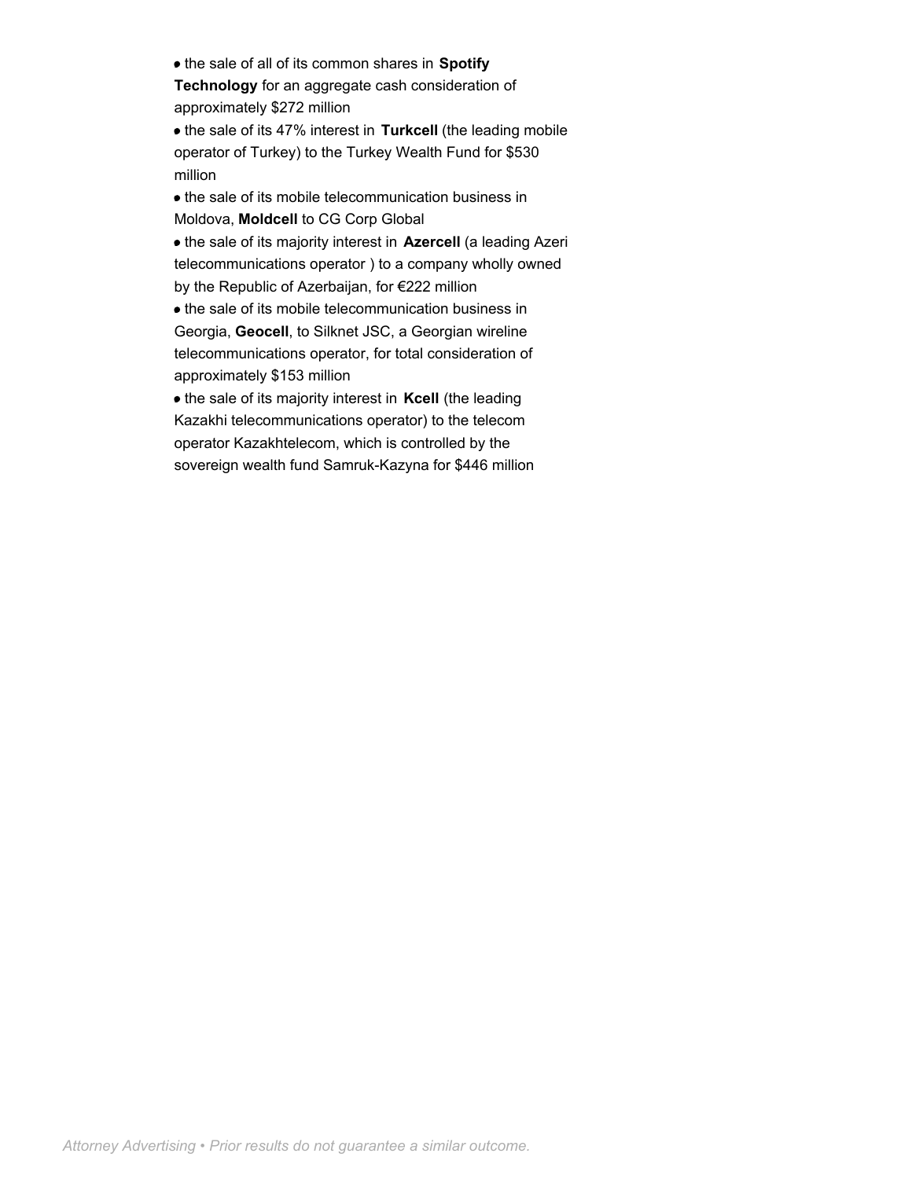- the sale of all of its common shares in **Spotify Technology** for an aggregate cash consideration of approximately $272 million
- the sale of its 47% interest in **Turkcell** (the leading mobile operator of Turkey) to the Turkey Wealth Fund for $530 million
- the sale of its mobile telecommunication business in Moldova, **Moldcell** to CG Corp Global
- the sale of its majority interest in **Azercell** (a leading Azeri telecommunications operator ) to a company wholly owned by the Republic of Azerbaijan, for €222 million
- the sale of its mobile telecommunication business in Georgia, **Geocell**, to Silknet JSC, a Georgian wireline telecommunications operator, for total consideration of approximately $153 million
- the sale of its majority interest in **Kcell** (the leading Kazakhi telecommunications operator) to the telecom operator Kazakhtelecom, which is controlled by the sovereign wealth fund Samruk-Kazyna for $446 million

*Attorney Advertising • Prior results do not guarantee a similar outcome.*